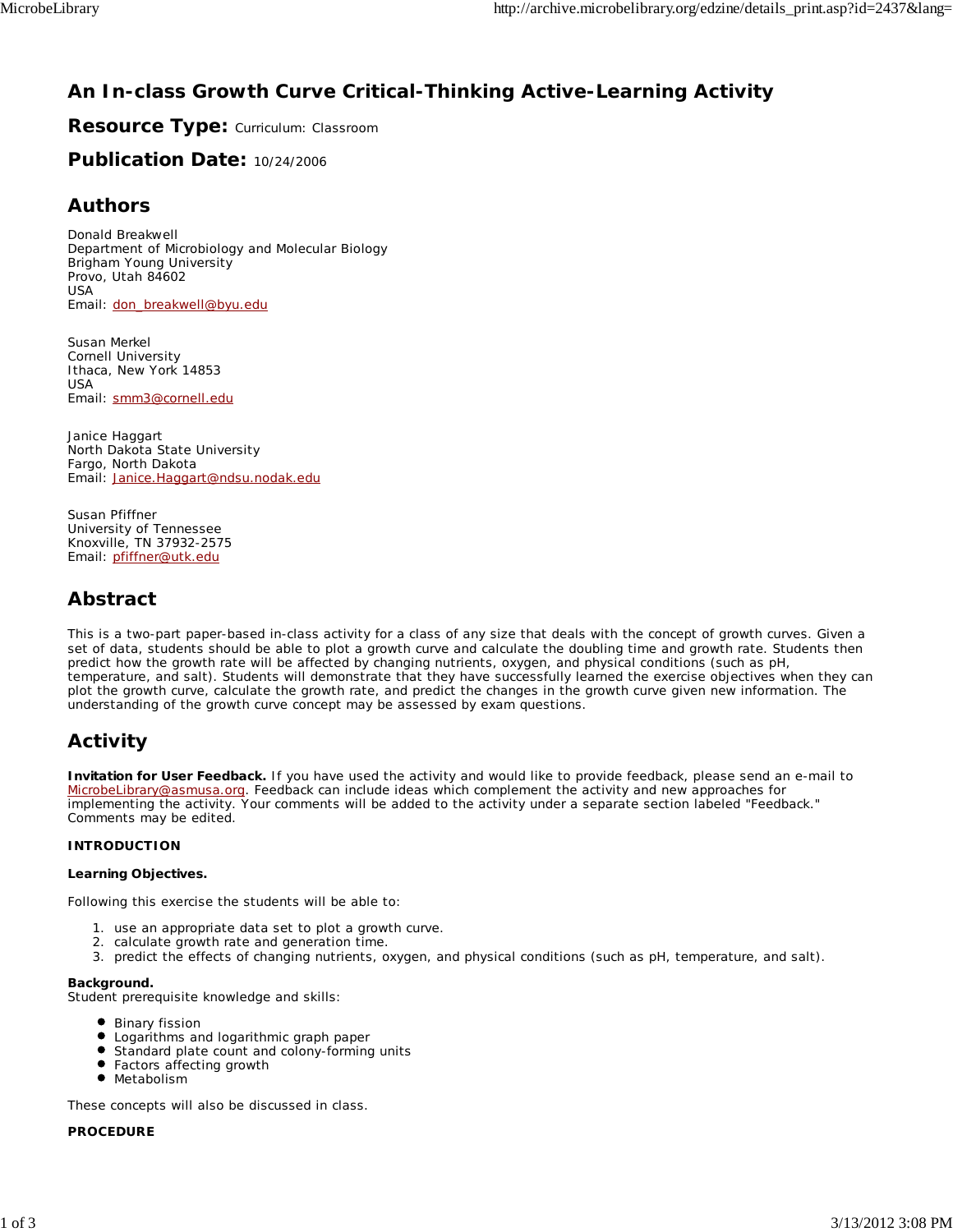# An In-class Growth Curve Critical-Thinking Active-Learning Activity

## Resource Type: Curriculum: Classroom

## Publication Date: 10/24/2006

## Authors

Donald Breakwell
Department of Microbiology and Molecular Biology
Brigham Young University
Provo, Utah 84602
USA
Email: don_breakwell@byu.edu

Susan Merkel
Cornell University
Ithaca, New York 14853
USA
Email: smm3@cornell.edu

Janice Haggart
North Dakota State University
Fargo, North Dakota
Email: Janice.Haggart@ndsu.nodak.edu

Susan Pfiffner
University of Tennessee
Knoxville, TN 37932-2575
Email: pfiffner@utk.edu

## Abstract

This is a two-part paper-based in-class activity for a class of any size that deals with the concept of growth curves. Given a set of data, students should be able to plot a growth curve and calculate the doubling time and growth rate. Students then predict how the growth rate will be affected by changing nutrients, oxygen, and physical conditions (such as pH, temperature, and salt). Students will demonstrate that they have successfully learned the exercise objectives when they can plot the growth curve, calculate the growth rate, and predict the changes in the growth curve given new information. The understanding of the growth curve concept may be assessed by exam questions.

## Activity

**Invitation for User Feedback.** If you have used the activity and would like to provide feedback, please send an e-mail to MicrobeLibrary@asmusa.org. Feedback can include ideas which complement the activity and new approaches for implementing the activity. Your comments will be added to the activity under a separate section labeled "Feedback." Comments may be edited.

**INTRODUCTION**

**Learning Objectives.**

Following this exercise the students will be able to:

1. use an appropriate data set to plot a growth curve.
2. calculate growth rate and generation time.
3. predict the effects of changing nutrients, oxygen, and physical conditions (such as pH, temperature, and salt).

**Background.**
Student prerequisite knowledge and skills:

- Binary fission
- Logarithms and logarithmic graph paper
- Standard plate count and colony-forming units
- Factors affecting growth
- Metabolism

These concepts will also be discussed in class.

**PROCEDURE**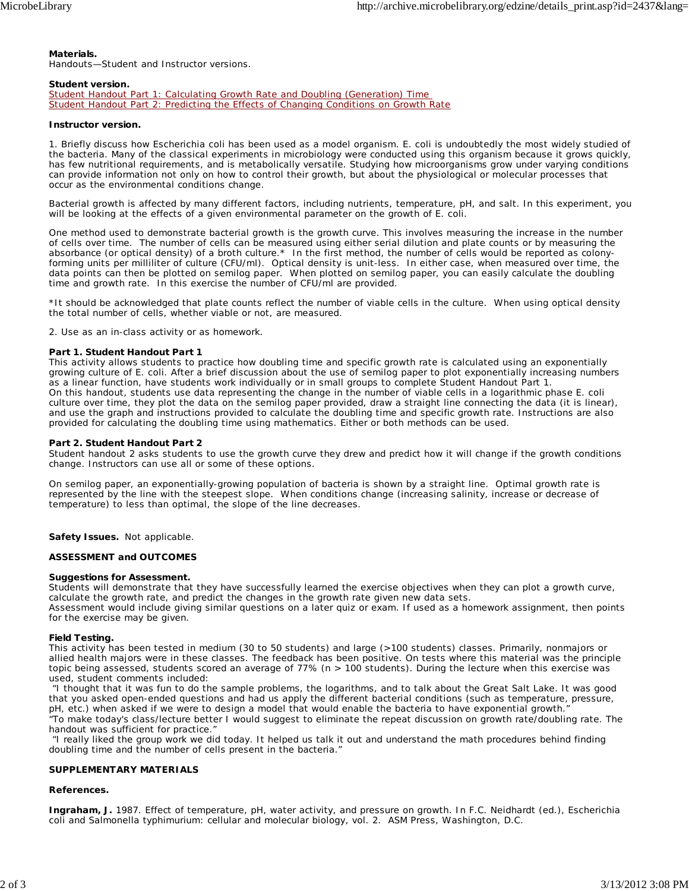**Materials.**
Handouts—Student and Instructor versions.

**Student version.**
Student Handout Part 1: Calculating Growth Rate and Doubling (Generation) Time
Student Handout Part 2: Predicting the Effects of Changing Conditions on Growth Rate

**Instructor version.**

1. Briefly discuss how Escherichia coli has been used as a model organism. E. coli is undoubtedly the most widely studied of the bacteria. Many of the classical experiments in microbiology were conducted using this organism because it grows quickly, has few nutritional requirements, and is metabolically versatile. Studying how microorganisms grow under varying conditions can provide information not only on how to control their growth, but about the physiological or molecular processes that occur as the environmental conditions change.

Bacterial growth is affected by many different factors, including nutrients, temperature, pH, and salt. In this experiment, you will be looking at the effects of a given environmental parameter on the growth of E. coli.

One method used to demonstrate bacterial growth is the growth curve. This involves measuring the increase in the number of cells over time. The number of cells can be measured using either serial dilution and plate counts or by measuring the absorbance (or optical density) of a broth culture.* In the first method, the number of cells would be reported as colony-forming units per milliliter of culture (CFU/ml). Optical density is unit-less. In either case, when measured over time, the data points can then be plotted on semilog paper. When plotted on semilog paper, you can easily calculate the doubling time and growth rate. In this exercise the number of CFU/ml are provided.

*It should be acknowledged that plate counts reflect the number of viable cells in the culture. When using optical density the total number of cells, whether viable or not, are measured.

2. Use as an in-class activity or as homework.

**Part 1. Student Handout Part 1**
This activity allows students to practice how doubling time and specific growth rate is calculated using an exponentially growing culture of E. coli. After a brief discussion about the use of semilog paper to plot exponentially increasing numbers as a linear function, have students work individually or in small groups to complete Student Handout Part 1.
On this handout, students use data representing the change in the number of viable cells in a logarithmic phase E. coli culture over time, they plot the data on the semilog paper provided, draw a straight line connecting the data (it is linear), and use the graph and instructions provided to calculate the doubling time and specific growth rate. Instructions are also provided for calculating the doubling time using mathematics. Either or both methods can be used.

**Part 2. Student Handout Part 2**
Student handout 2 asks students to use the growth curve they drew and predict how it will change if the growth conditions change. Instructors can use all or some of these options.

On semilog paper, an exponentially-growing population of bacteria is shown by a straight line. Optimal growth rate is represented by the line with the steepest slope. When conditions change (increasing salinity, increase or decrease of temperature) to less than optimal, the slope of the line decreases.

**Safety Issues.** Not applicable.

**ASSESSMENT and OUTCOMES**

**Suggestions for Assessment.**
Students will demonstrate that they have successfully learned the exercise objectives when they can plot a growth curve, calculate the growth rate, and predict the changes in the growth rate given new data sets.
Assessment would include giving similar questions on a later quiz or exam. If used as a homework assignment, then points for the exercise may be given.

**Field Testing.**
This activity has been tested in medium (30 to 50 students) and large (>100 students) classes. Primarily, nonmajors or allied health majors were in these classes. The feedback has been positive. On tests where this material was the principle topic being assessed, students scored an average of 77% (n > 100 students). During the lecture when this exercise was used, student comments included:
"I thought that it was fun to do the sample problems, the logarithms, and to talk about the Great Salt Lake. It was good that you asked open-ended questions and had us apply the different bacterial conditions (such as temperature, pressure, pH, etc.) when asked if we were to design a model that would enable the bacteria to have exponential growth."
"To make today's class/lecture better I would suggest to eliminate the repeat discussion on growth rate/doubling rate. The handout was sufficient for practice."
"I really liked the group work we did today. It helped us talk it out and understand the math procedures behind finding doubling time and the number of cells present in the bacteria."

**SUPPLEMENTARY MATERIALS**

**References.**

**Ingraham, J.** 1987. Effect of temperature, pH, water activity, and pressure on growth. In F.C. Neidhardt (ed.), Escherichia coli and Salmonella typhimurium: cellular and molecular biology, vol. 2. ASM Press, Washington, D.C.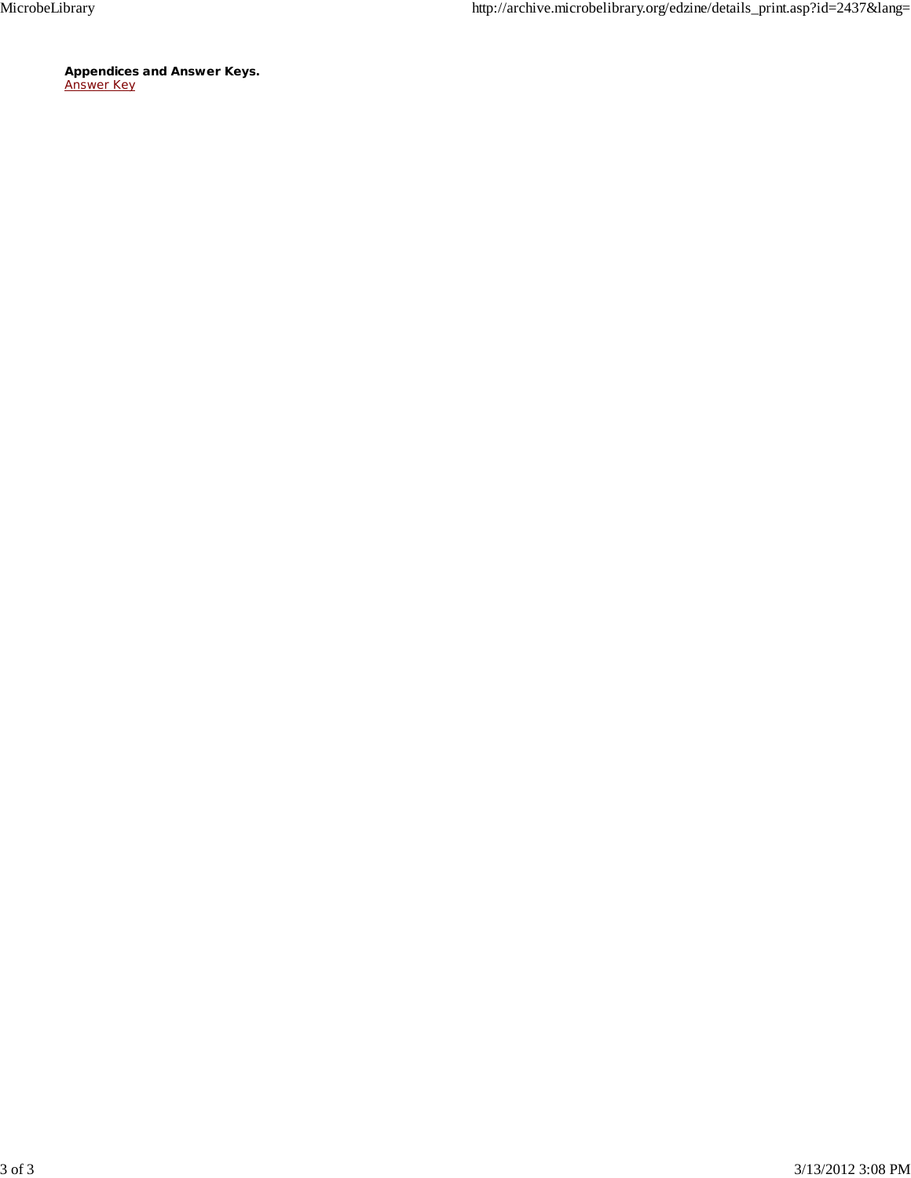**Appendices and Answer Keys.**
Answer Key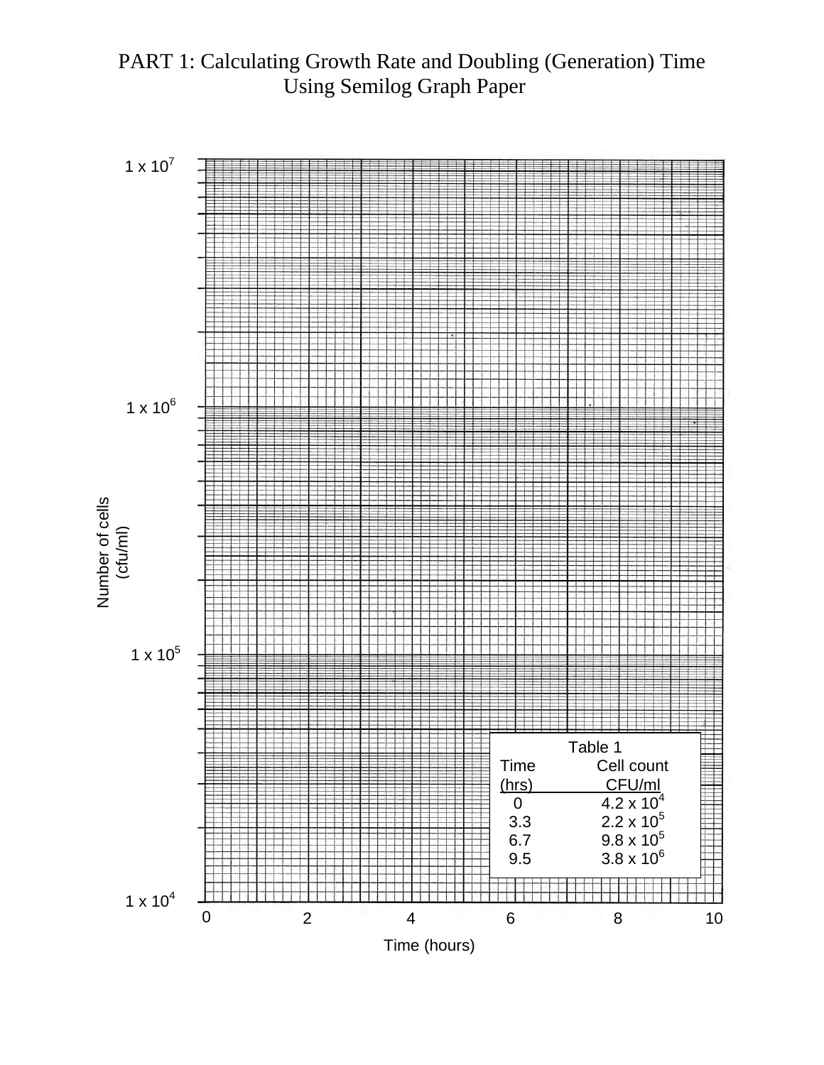# PART 1: Calculating Growth Rate and Doubling (Generation) Time Using Semilog Graph Paper

Number of cells (cfu/ml)

$1 \times 10^7$

$1 \times 10^6$

$1 \times 10^5$

$1 \times 10^4$

0 2 4 6 8 10

Time (hours)

Table 1

| Time (hrs) | Cell count CFU/ml |
|---|---|
| 0 | $4.2 \times 10^4$ |
| 3.3 | $2.2 \times 10^5$ |
| 6.7 | $9.8 \times 10^5$ |
| 9.5 | $3.8 \times 10^6$ |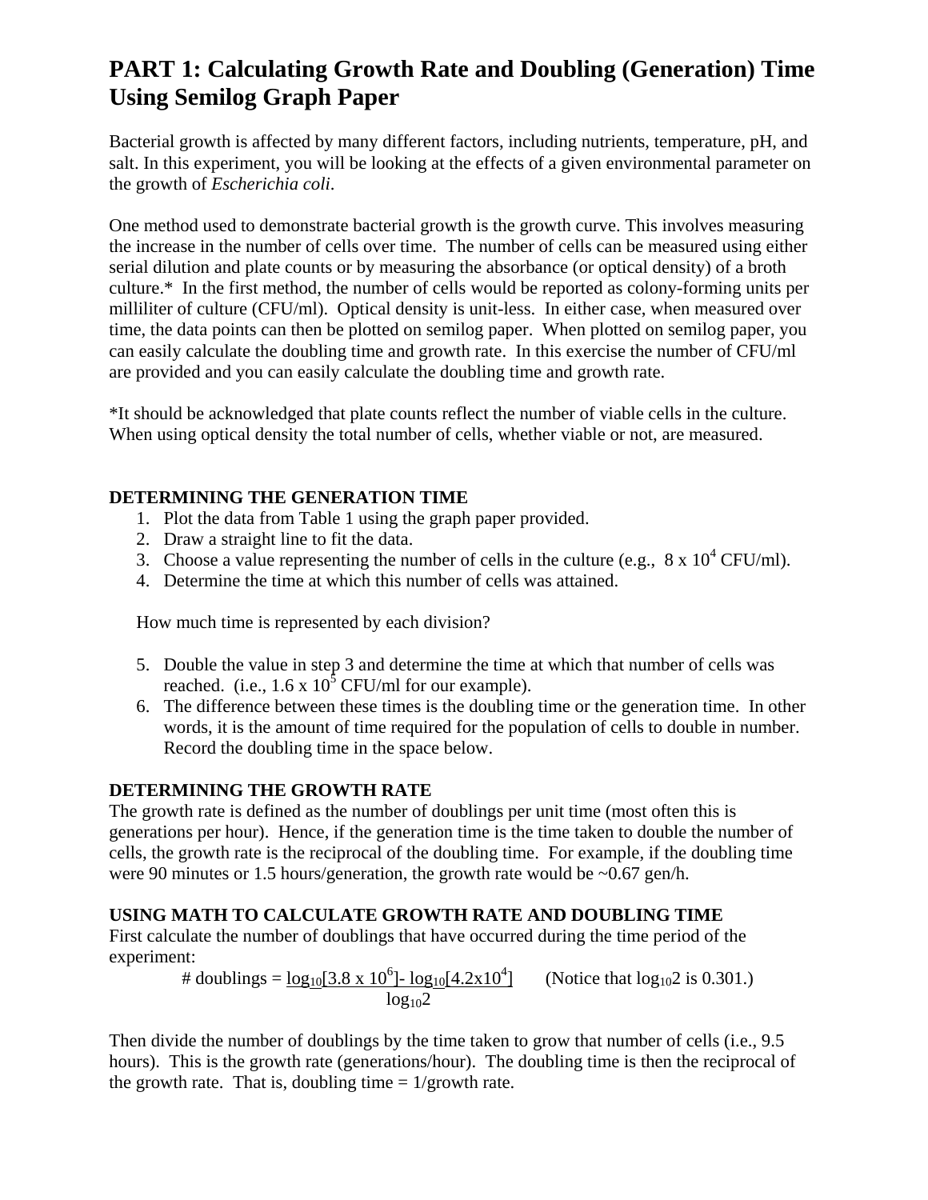# PART 1: Calculating Growth Rate and Doubling (Generation) Time Using Semilog Graph Paper

Bacterial growth is affected by many different factors, including nutrients, temperature, pH, and salt. In this experiment, you will be looking at the effects of a given environmental parameter on the growth of *Escherichia coli*.

One method used to demonstrate bacterial growth is the growth curve. This involves measuring the increase in the number of cells over time. The number of cells can be measured using either serial dilution and plate counts or by measuring the absorbance (or optical density) of a broth culture.* In the first method, the number of cells would be reported as colony-forming units per milliliter of culture (CFU/ml). Optical density is unit-less. In either case, when measured over time, the data points can then be plotted on semilog paper. When plotted on semilog paper, you can easily calculate the doubling time and growth rate. In this exercise the number of CFU/ml are provided and you can easily calculate the doubling time and growth rate.

*It should be acknowledged that plate counts reflect the number of viable cells in the culture. When using optical density the total number of cells, whether viable or not, are measured.

**DETERMINING THE GENERATION TIME**

1. Plot the data from Table 1 using the graph paper provided.
2. Draw a straight line to fit the data.
3. Choose a value representing the number of cells in the culture (e.g., $8 \times 10^4$ CFU/ml).
4. Determine the time at which this number of cells was attained.

   How much time is represented by each division?

5. Double the value in step 3 and determine the time at which that number of cells was reached. (i.e., $1.6 \times 10^5$ CFU/ml for our example).
6. The difference between these times is the doubling time or the generation time. In other words, it is the amount of time required for the population of cells to double in number. Record the doubling time in the space below.

**DETERMINING THE GROWTH RATE**

The growth rate is defined as the number of doublings per unit time (most often this is generations per hour). Hence, if the generation time is the time taken to double the number of cells, the growth rate is the reciprocal of the doubling time. For example, if the doubling time were 90 minutes or 1.5 hours/generation, the growth rate would be ~0.67 gen/h.

**USING MATH TO CALCULATE GROWTH RATE AND DOUBLING TIME**

First calculate the number of doublings that have occurred during the time period of the experiment:

$$\text{\# doublings} = \frac{\log_{10}[3.8 \times 10^6] - \log_{10}[4.2 \times 10^4]}{\log_{10} 2}$$

(Notice that $\log_{10} 2$ is 0.301.)

Then divide the number of doublings by the time taken to grow that number of cells (i.e., 9.5 hours). This is the growth rate (generations/hour). The doubling time is then the reciprocal of the growth rate. That is, doubling time = 1/growth rate.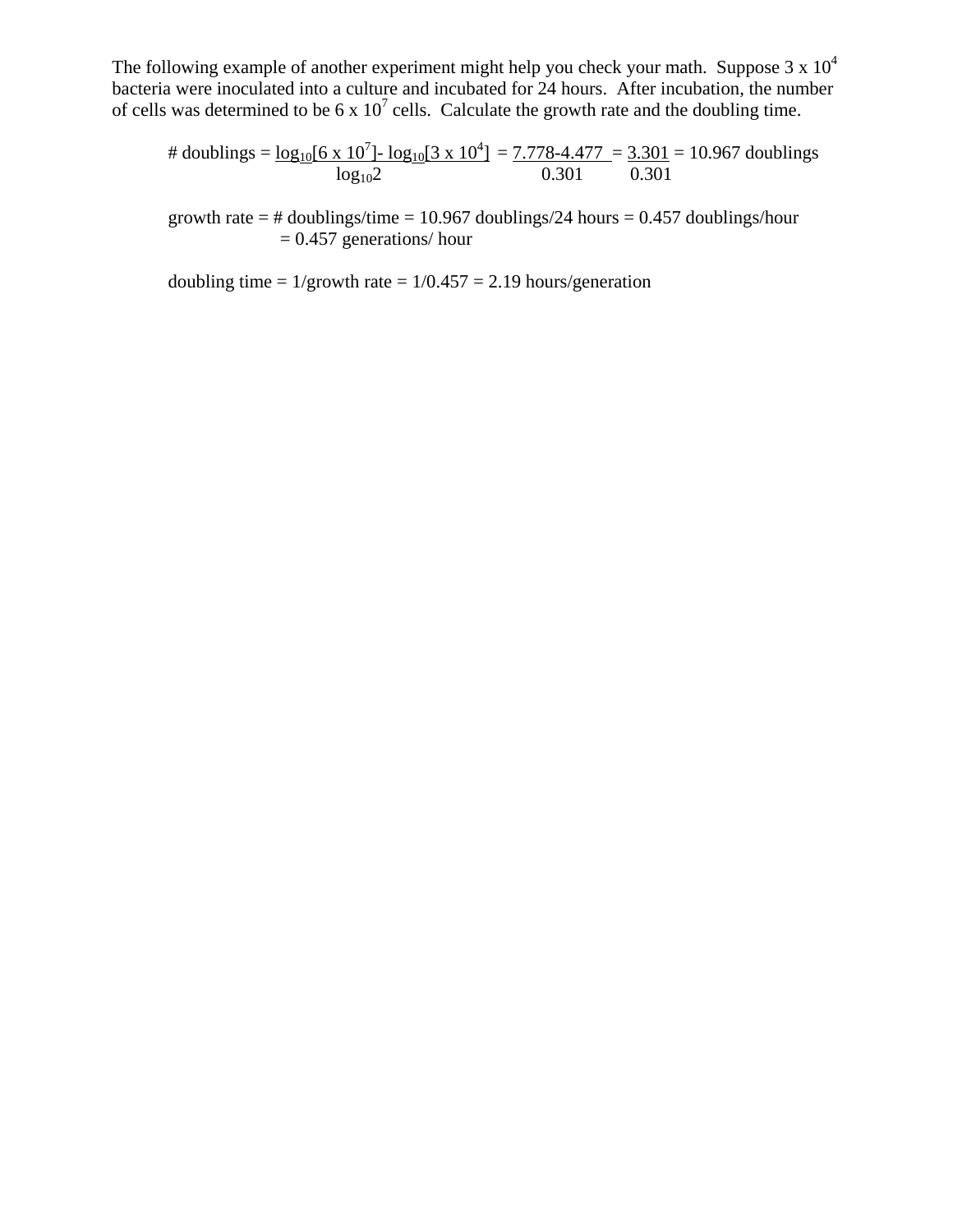The following example of another experiment might help you check your math. Suppose $3 \times 10^4$ bacteria were inoculated into a culture and incubated for 24 hours. After incubation, the number of cells was determined to be $6 \times 10^7$ cells. Calculate the growth rate and the doubling time.

$$\text{\# doublings} = \frac{\log_{10}[6 \times 10^7] - \log_{10}[3 \times 10^4]}{\log_{10}2} = \frac{7.778-4.477}{0.301} = \frac{3.301}{0.301} = 10.967 \text{ doublings}$$

growth rate = # doublings/time = 10.967 doublings/24 hours = 0.457 doublings/hour
= 0.457 generations/ hour

doubling time = 1/growth rate = 1/0.457 = 2.19 hours/generation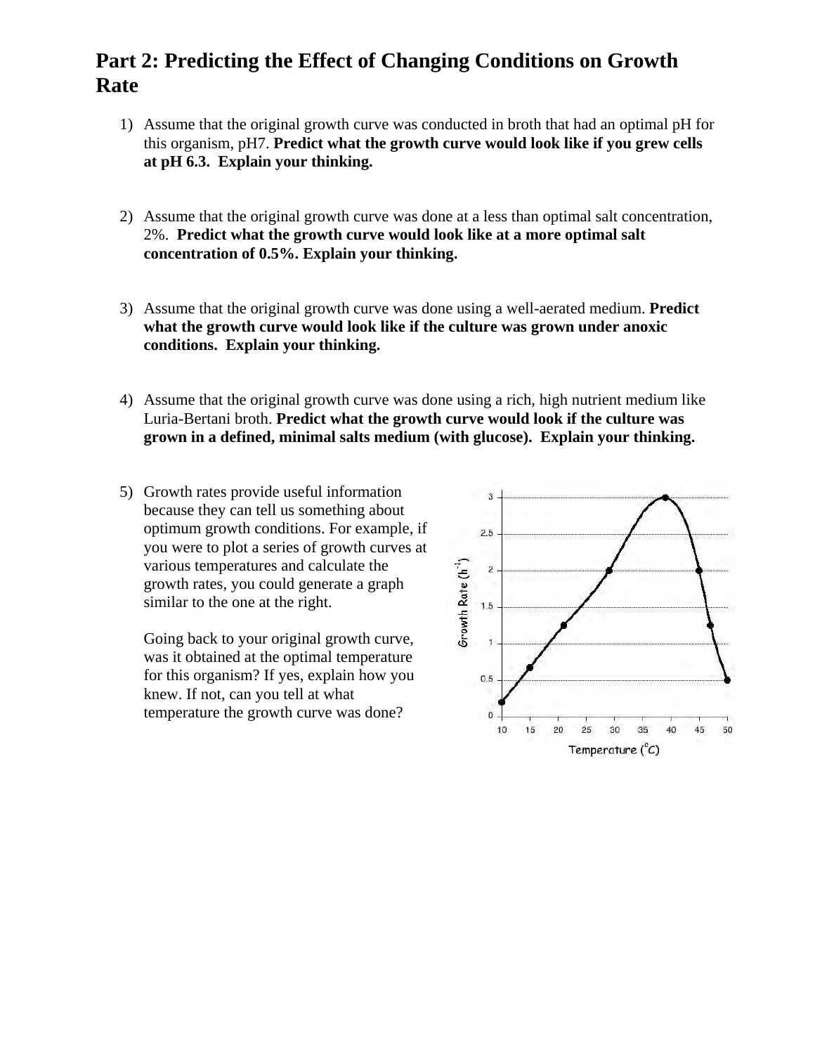# Part 2: Predicting the Effect of Changing Conditions on Growth Rate

1) Assume that the original growth curve was conducted in broth that had an optimal pH for this organism, pH7. **Predict what the growth curve would look like if you grew cells at pH 6.3. Explain your thinking.**

2) Assume that the original growth curve was done at a less than optimal salt concentration, 2%. **Predict what the growth curve would look like at a more optimal salt concentration of 0.5%. Explain your thinking.**

3) Assume that the original growth curve was done using a well-aerated medium. **Predict what the growth curve would look like if the culture was grown under anoxic conditions. Explain your thinking.**

4) Assume that the original growth curve was done using a rich, high nutrient medium like Luria-Bertani broth. **Predict what the growth curve would look if the culture was grown in a defined, minimal salts medium (with glucose). Explain your thinking.**

5) Growth rates provide useful information because they can tell us something about optimum growth conditions. For example, if you were to plot a series of growth curves at various temperatures and calculate the growth rates, you could generate a graph similar to the one at the right.

   Going back to your original growth curve, was it obtained at the optimal temperature for this organism? If yes, explain how you knew. If not, can you tell at what temperature the growth curve was done?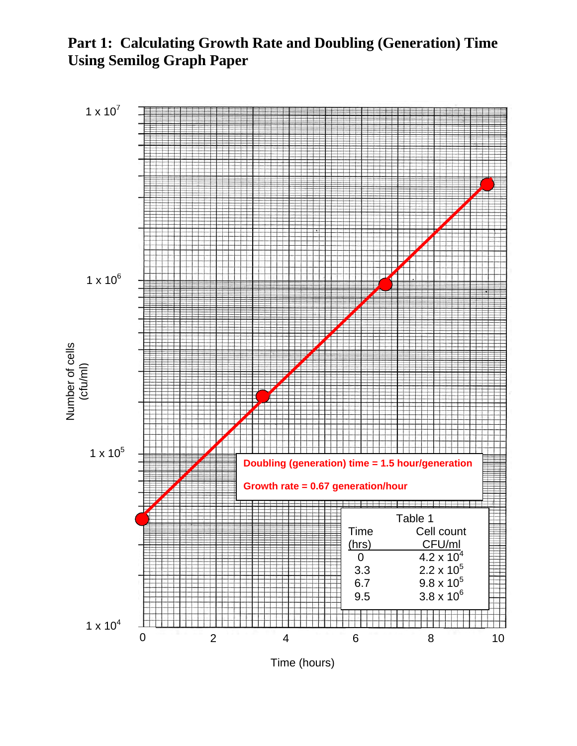## Part 1: Calculating Growth Rate and Doubling (Generation) Time Using Semilog Graph Paper

Doubling (generation) time = 1.5 hour/generation

Growth rate = 0.67 generation/hour

Table 1

| Time (hrs) | Cell count CFU/ml |
|---|---|
| 0 | $4.2 \times 10^4$ |
| 3.3 | $2.2 \times 10^5$ |
| 6.7 | $9.8 \times 10^5$ |
| 9.5 | $3.8 \times 10^6$ |

Number of cells (cfu/ml)

Time (hours)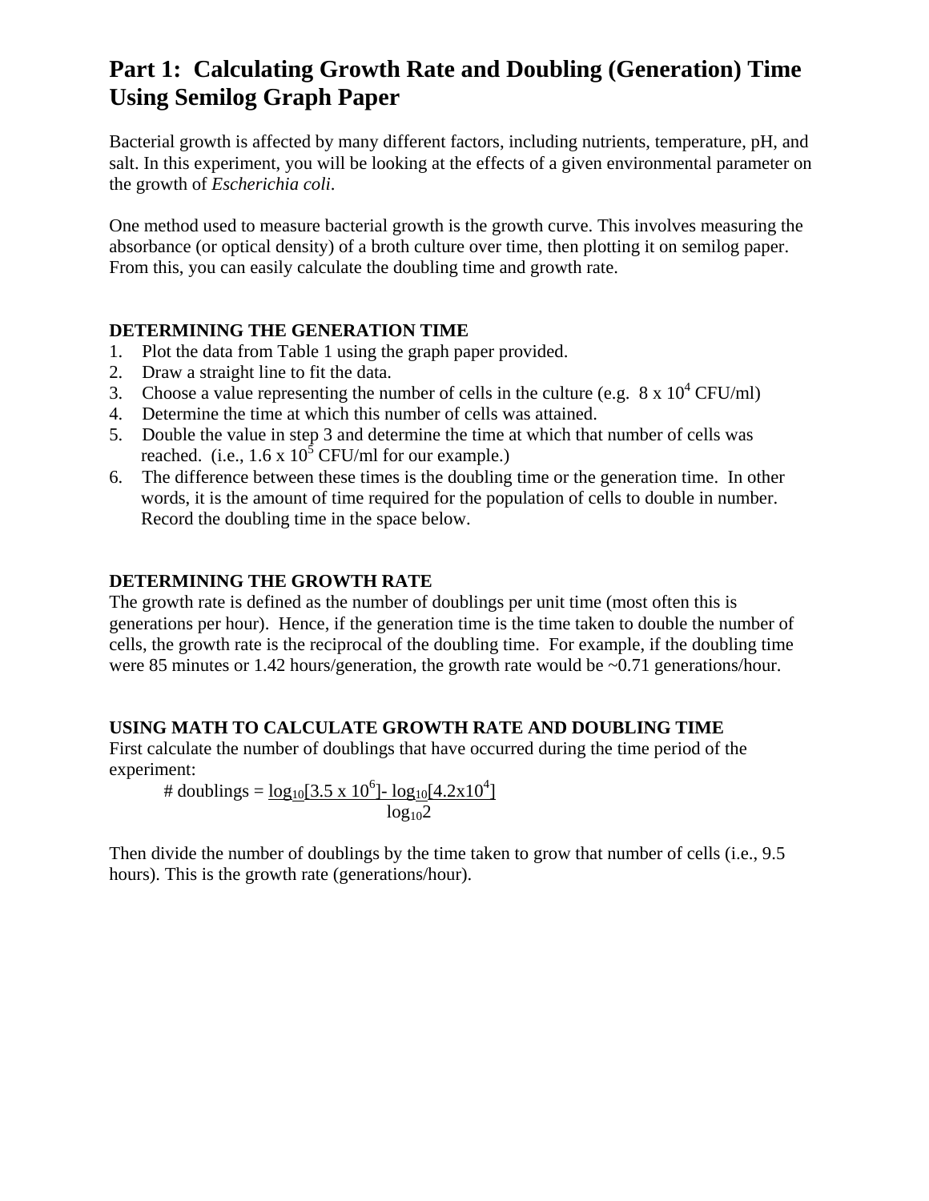# Part 1: Calculating Growth Rate and Doubling (Generation) Time Using Semilog Graph Paper

Bacterial growth is affected by many different factors, including nutrients, temperature, pH, and salt. In this experiment, you will be looking at the effects of a given environmental parameter on the growth of *Escherichia coli*.

One method used to measure bacterial growth is the growth curve. This involves measuring the absorbance (or optical density) of a broth culture over time, then plotting it on semilog paper. From this, you can easily calculate the doubling time and growth rate.

**DETERMINING THE GENERATION TIME**

1. Plot the data from Table 1 using the graph paper provided.
2. Draw a straight line to fit the data.
3. Choose a value representing the number of cells in the culture (e.g. $8 \times 10^4$ CFU/ml)
4. Determine the time at which this number of cells was attained.
5. Double the value in step 3 and determine the time at which that number of cells was reached. (i.e., $1.6 \times 10^5$ CFU/ml for our example.)
6. The difference between these times is the doubling time or the generation time. In other words, it is the amount of time required for the population of cells to double in number. Record the doubling time in the space below.

**DETERMINING THE GROWTH RATE**

The growth rate is defined as the number of doublings per unit time (most often this is generations per hour). Hence, if the generation time is the time taken to double the number of cells, the growth rate is the reciprocal of the doubling time. For example, if the doubling time were 85 minutes or 1.42 hours/generation, the growth rate would be ~0.71 generations/hour.

**USING MATH TO CALCULATE GROWTH RATE AND DOUBLING TIME**

First calculate the number of doublings that have occurred during the time period of the experiment:

$$\# \text{ doublings} = \frac{\log_{10}[3.5 \times 10^6] - \log_{10}[4.2 \times 10^4]}{\log_{10} 2}$$

Then divide the number of doublings by the time taken to grow that number of cells (i.e., 9.5 hours). This is the growth rate (generations/hour).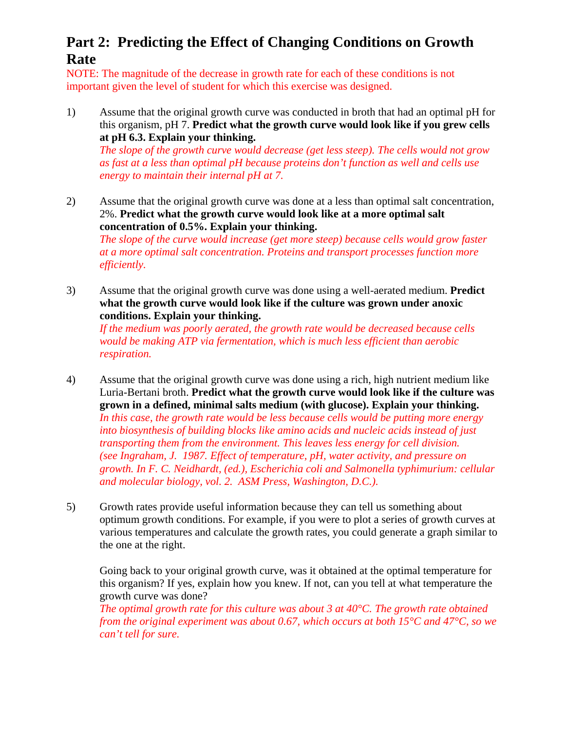# Part 2: Predicting the Effect of Changing Conditions on Growth Rate

NOTE: The magnitude of the decrease in growth rate for each of these conditions is not important given the level of student for which this exercise was designed.

1) Assume that the original growth curve was conducted in broth that had an optimal pH for this organism, pH 7. **Predict what the growth curve would look like if you grew cells at pH 6.3. Explain your thinking.**
   *The slope of the growth curve would decrease (get less steep). The cells would not grow as fast at a less than optimal pH because proteins don't function as well and cells use energy to maintain their internal pH at 7.*

2) Assume that the original growth curve was done at a less than optimal salt concentration, 2%. **Predict what the growth curve would look like at a more optimal salt concentration of 0.5%. Explain your thinking.**
   *The slope of the curve would increase (get more steep) because cells would grow faster at a more optimal salt concentration. Proteins and transport processes function more efficiently.*

3) Assume that the original growth curve was done using a well-aerated medium. **Predict what the growth curve would look like if the culture was grown under anoxic conditions. Explain your thinking.**
   *If the medium was poorly aerated, the growth rate would be decreased because cells would be making ATP via fermentation, which is much less efficient than aerobic respiration.*

4) Assume that the original growth curve was done using a rich, high nutrient medium like Luria-Bertani broth. **Predict what the growth curve would look like if the culture was grown in a defined, minimal salts medium (with glucose). Explain your thinking.**
   *In this case, the growth rate would be less because cells would be putting more energy into biosynthesis of building blocks like amino acids and nucleic acids instead of just transporting them from the environment. This leaves less energy for cell division. (see Ingraham, J. 1987. Effect of temperature, pH, water activity, and pressure on growth. In F. C. Neidhardt, (ed.), Escherichia coli and Salmonella typhimurium: cellular and molecular biology, vol. 2. ASM Press, Washington, D.C.).*

5) Growth rates provide useful information because they can tell us something about optimum growth conditions. For example, if you were to plot a series of growth curves at various temperatures and calculate the growth rates, you could generate a graph similar to the one at the right.

   Going back to your original growth curve, was it obtained at the optimal temperature for this organism? If yes, explain how you knew. If not, can you tell at what temperature the growth curve was done?
   *The optimal growth rate for this culture was about 3 at 40°C. The growth rate obtained from the original experiment was about 0.67, which occurs at both 15°C and 47°C, so we can't tell for sure.*